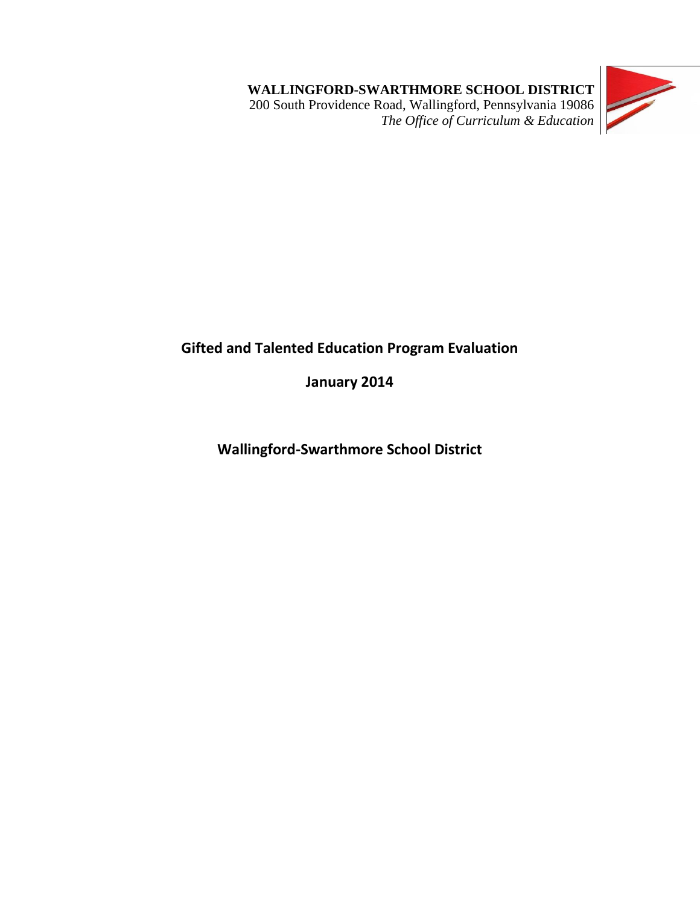**WALLINGFORD-SWARTHMORE SCHOOL DISTRICT**
200 South Providence Road, Wallingford, Pennsylvania 19086
*The Office of Curriculum & Education*

# Gifted and Talented Education Program Evaluation

**January 2014**

## Wallingford-Swarthmore School District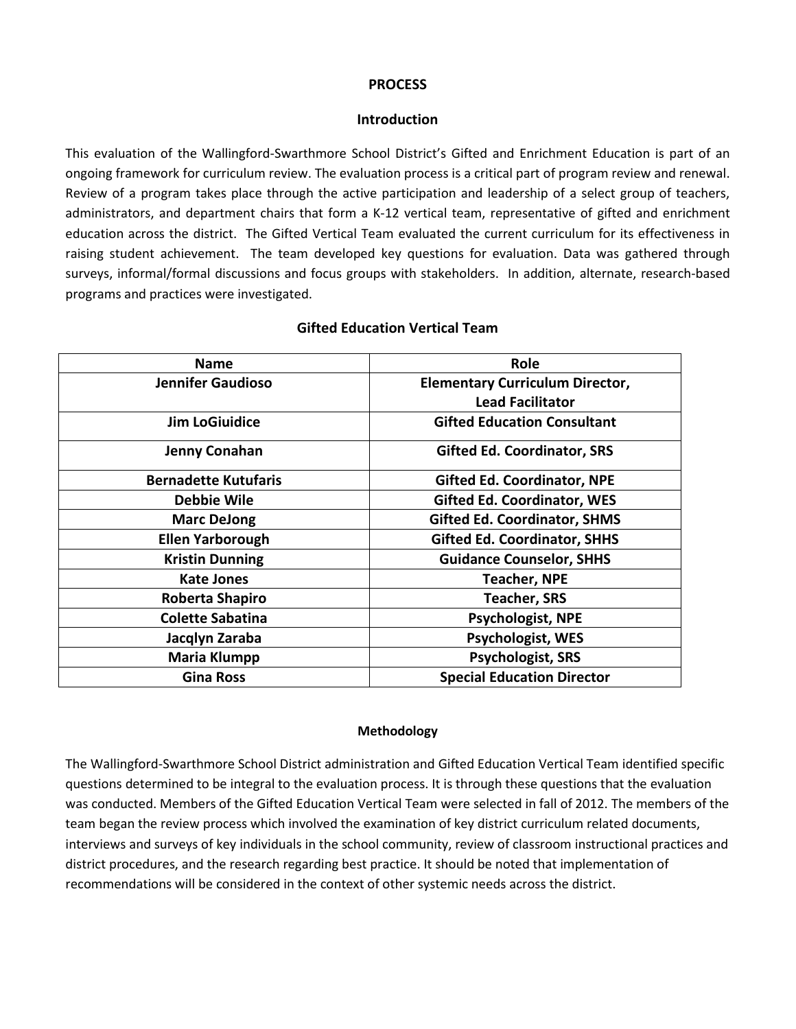# PROCESS

## Introduction

This evaluation of the Wallingford-Swarthmore School District's Gifted and Enrichment Education is part of an ongoing framework for curriculum review. The evaluation process is a critical part of program review and renewal. Review of a program takes place through the active participation and leadership of a select group of teachers, administrators, and department chairs that form a K-12 vertical team, representative of gifted and enrichment education across the district. The Gifted Vertical Team evaluated the current curriculum for its effectiveness in raising student achievement. The team developed key questions for evaluation. Data was gathered through surveys, informal/formal discussions and focus groups with stakeholders. In addition, alternate, research-based programs and practices were investigated.

## Gifted Education Vertical Team

| Name | Role |
|---|---|
| **Jennifer Gaudioso** | **Elementary Curriculum Director, Lead Facilitator** |
| **Jim LoGiuidice** | **Gifted Education Consultant** |
| **Jenny Conahan** | **Gifted Ed. Coordinator, SRS** |
| **Bernadette Kutufaris** | **Gifted Ed. Coordinator, NPE** |
| **Debbie Wile** | **Gifted Ed. Coordinator, WES** |
| **Marc DeJong** | **Gifted Ed. Coordinator, SHMS** |
| **Ellen Yarborough** | **Gifted Ed. Coordinator, SHHS** |
| **Kristin Dunning** | **Guidance Counselor, SHHS** |
| **Kate Jones** | **Teacher, NPE** |
| **Roberta Shapiro** | **Teacher, SRS** |
| **Colette Sabatina** | **Psychologist, NPE** |
| **Jacqlyn Zaraba** | **Psychologist, WES** |
| **Maria Klumpp** | **Psychologist, SRS** |
| **Gina Ross** | **Special Education Director** |

### Methodology

The Wallingford-Swarthmore School District administration and Gifted Education Vertical Team identified specific questions determined to be integral to the evaluation process. It is through these questions that the evaluation was conducted. Members of the Gifted Education Vertical Team were selected in fall of 2012. The members of the team began the review process which involved the examination of key district curriculum related documents, interviews and surveys of key individuals in the school community, review of classroom instructional practices and district procedures, and the research regarding best practice. It should be noted that implementation of recommendations will be considered in the context of other systemic needs across the district.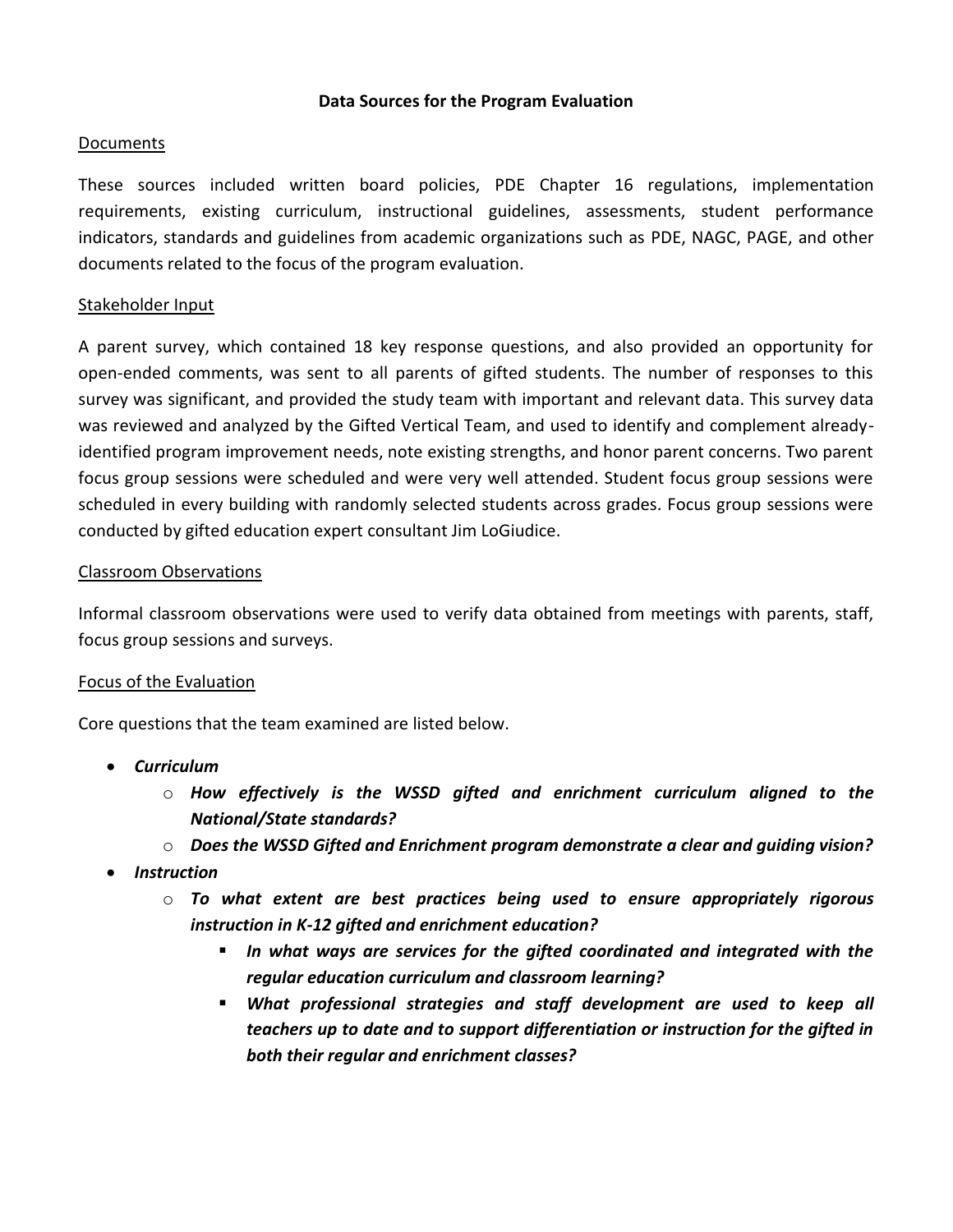## Data Sources for the Program Evaluation

### Documents

These sources included written board policies, PDE Chapter 16 regulations, implementation requirements, existing curriculum, instructional guidelines, assessments, student performance indicators, standards and guidelines from academic organizations such as PDE, NAGC, PAGE, and other documents related to the focus of the program evaluation.

### Stakeholder Input

A parent survey, which contained 18 key response questions, and also provided an opportunity for open-ended comments, was sent to all parents of gifted students. The number of responses to this survey was significant, and provided the study team with important and relevant data. This survey data was reviewed and analyzed by the Gifted Vertical Team, and used to identify and complement already-identified program improvement needs, note existing strengths, and honor parent concerns. Two parent focus group sessions were scheduled and were very well attended. Student focus group sessions were scheduled in every building with randomly selected students across grades. Focus group sessions were conducted by gifted education expert consultant Jim LoGiudice.

### Classroom Observations

Informal classroom observations were used to verify data obtained from meetings with parents, staff, focus group sessions and surveys.

### Focus of the Evaluation

Core questions that the team examined are listed below.

- ***Curriculum***
  - ***How effectively is the WSSD gifted and enrichment curriculum aligned to the National/State standards?***
  - ***Does the WSSD Gifted and Enrichment program demonstrate a clear and guiding vision?***
- ***Instruction***
  - ***To what extent are best practices being used to ensure appropriately rigorous instruction in K-12 gifted and enrichment education?***
    - ***In what ways are services for the gifted coordinated and integrated with the regular education curriculum and classroom learning?***
    - ***What professional strategies and staff development are used to keep all teachers up to date and to support differentiation or instruction for the gifted in both their regular and enrichment classes?***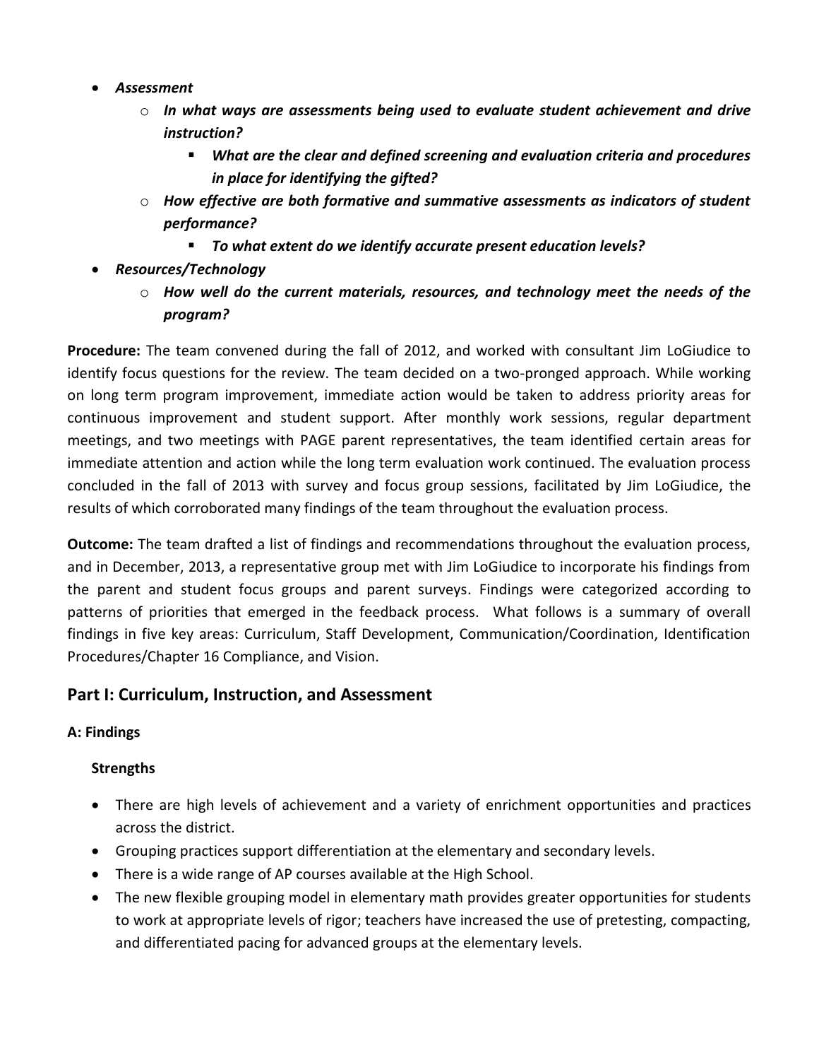- ***Assessment***
    - ***In what ways are assessments being used to evaluate student achievement and drive instruction?***
        - ***What are the clear and defined screening and evaluation criteria and procedures in place for identifying the gifted?***
    - ***How effective are both formative and summative assessments as indicators of student performance?***
        - ***To what extent do we identify accurate present education levels?***
- ***Resources/Technology***
    - ***How well do the current materials, resources, and technology meet the needs of the program?***

**Procedure:** The team convened during the fall of 2012, and worked with consultant Jim LoGiudice to identify focus questions for the review. The team decided on a two-pronged approach. While working on long term program improvement, immediate action would be taken to address priority areas for continuous improvement and student support. After monthly work sessions, regular department meetings, and two meetings with PAGE parent representatives, the team identified certain areas for immediate attention and action while the long term evaluation work continued. The evaluation process concluded in the fall of 2013 with survey and focus group sessions, facilitated by Jim LoGiudice, the results of which corroborated many findings of the team throughout the evaluation process.

**Outcome:** The team drafted a list of findings and recommendations throughout the evaluation process, and in December, 2013, a representative group met with Jim LoGiudice to incorporate his findings from the parent and student focus groups and parent surveys. Findings were categorized according to patterns of priorities that emerged in the feedback process. What follows is a summary of overall findings in five key areas: Curriculum, Staff Development, Communication/Coordination, Identification Procedures/Chapter 16 Compliance, and Vision.

## Part I: Curriculum, Instruction, and Assessment

### A: Findings

#### Strengths

- There are high levels of achievement and a variety of enrichment opportunities and practices across the district.
- Grouping practices support differentiation at the elementary and secondary levels.
- There is a wide range of AP courses available at the High School.
- The new flexible grouping model in elementary math provides greater opportunities for students to work at appropriate levels of rigor; teachers have increased the use of pretesting, compacting, and differentiated pacing for advanced groups at the elementary levels.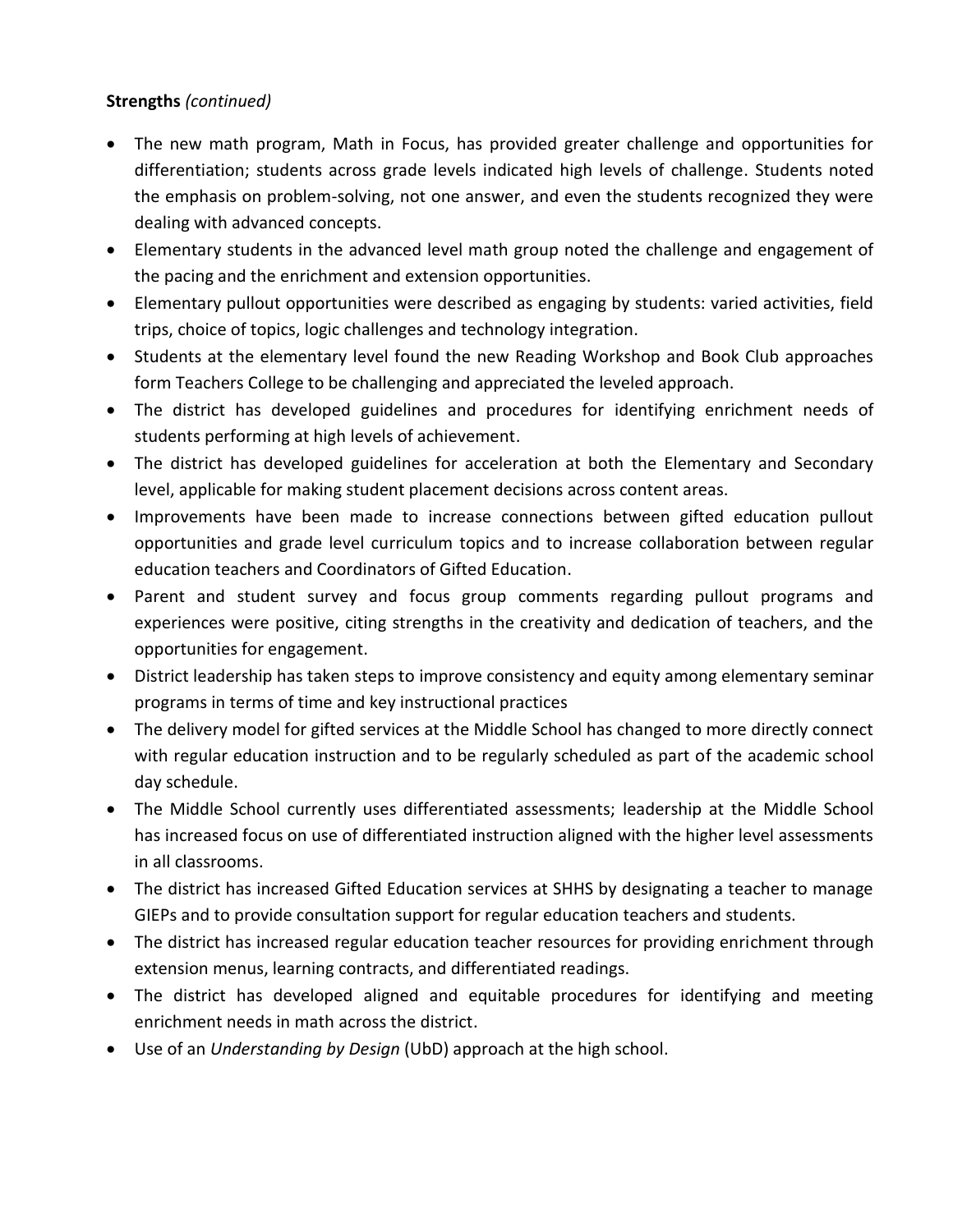**Strengths** *(continued)*

- The new math program, Math in Focus, has provided greater challenge and opportunities for differentiation; students across grade levels indicated high levels of challenge. Students noted the emphasis on problem-solving, not one answer, and even the students recognized they were dealing with advanced concepts.
- Elementary students in the advanced level math group noted the challenge and engagement of the pacing and the enrichment and extension opportunities.
- Elementary pullout opportunities were described as engaging by students: varied activities, field trips, choice of topics, logic challenges and technology integration.
- Students at the elementary level found the new Reading Workshop and Book Club approaches form Teachers College to be challenging and appreciated the leveled approach.
- The district has developed guidelines and procedures for identifying enrichment needs of students performing at high levels of achievement.
- The district has developed guidelines for acceleration at both the Elementary and Secondary level, applicable for making student placement decisions across content areas.
- Improvements have been made to increase connections between gifted education pullout opportunities and grade level curriculum topics and to increase collaboration between regular education teachers and Coordinators of Gifted Education.
- Parent and student survey and focus group comments regarding pullout programs and experiences were positive, citing strengths in the creativity and dedication of teachers, and the opportunities for engagement.
- District leadership has taken steps to improve consistency and equity among elementary seminar programs in terms of time and key instructional practices
- The delivery model for gifted services at the Middle School has changed to more directly connect with regular education instruction and to be regularly scheduled as part of the academic school day schedule.
- The Middle School currently uses differentiated assessments; leadership at the Middle School has increased focus on use of differentiated instruction aligned with the higher level assessments in all classrooms.
- The district has increased Gifted Education services at SHHS by designating a teacher to manage GIEPs and to provide consultation support for regular education teachers and students.
- The district has increased regular education teacher resources for providing enrichment through extension menus, learning contracts, and differentiated readings.
- The district has developed aligned and equitable procedures for identifying and meeting enrichment needs in math across the district.
- Use of an *Understanding by Design* (UbD) approach at the high school.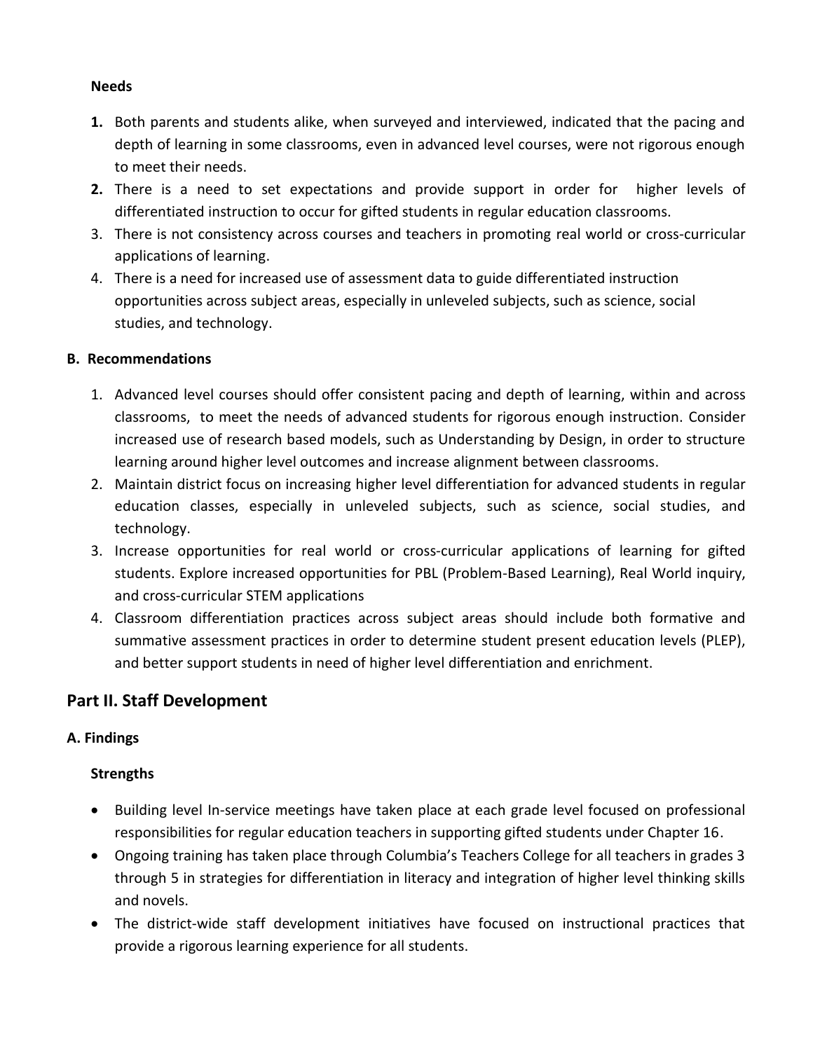**Needs**

1. Both parents and students alike, when surveyed and interviewed, indicated that the pacing and depth of learning in some classrooms, even in advanced level courses, were not rigorous enough to meet their needs.
2. There is a need to set expectations and provide support in order for higher levels of differentiated instruction to occur for gifted students in regular education classrooms.
3. There is not consistency across courses and teachers in promoting real world or cross-curricular applications of learning.
4. There is a need for increased use of assessment data to guide differentiated instruction opportunities across subject areas, especially in unleveled subjects, such as science, social studies, and technology.

### B. Recommendations

1. Advanced level courses should offer consistent pacing and depth of learning, within and across classrooms, to meet the needs of advanced students for rigorous enough instruction. Consider increased use of research based models, such as Understanding by Design, in order to structure learning around higher level outcomes and increase alignment between classrooms.
2. Maintain district focus on increasing higher level differentiation for advanced students in regular education classes, especially in unleveled subjects, such as science, social studies, and technology.
3. Increase opportunities for real world or cross-curricular applications of learning for gifted students. Explore increased opportunities for PBL (Problem-Based Learning), Real World inquiry, and cross-curricular STEM applications
4. Classroom differentiation practices across subject areas should include both formative and summative assessment practices in order to determine student present education levels (PLEP), and better support students in need of higher level differentiation and enrichment.

## Part II. Staff Development

### A. Findings

**Strengths**

- Building level In-service meetings have taken place at each grade level focused on professional responsibilities for regular education teachers in supporting gifted students under Chapter 16.
- Ongoing training has taken place through Columbia's Teachers College for all teachers in grades 3 through 5 in strategies for differentiation in literacy and integration of higher level thinking skills and novels.
- The district-wide staff development initiatives have focused on instructional practices that provide a rigorous learning experience for all students.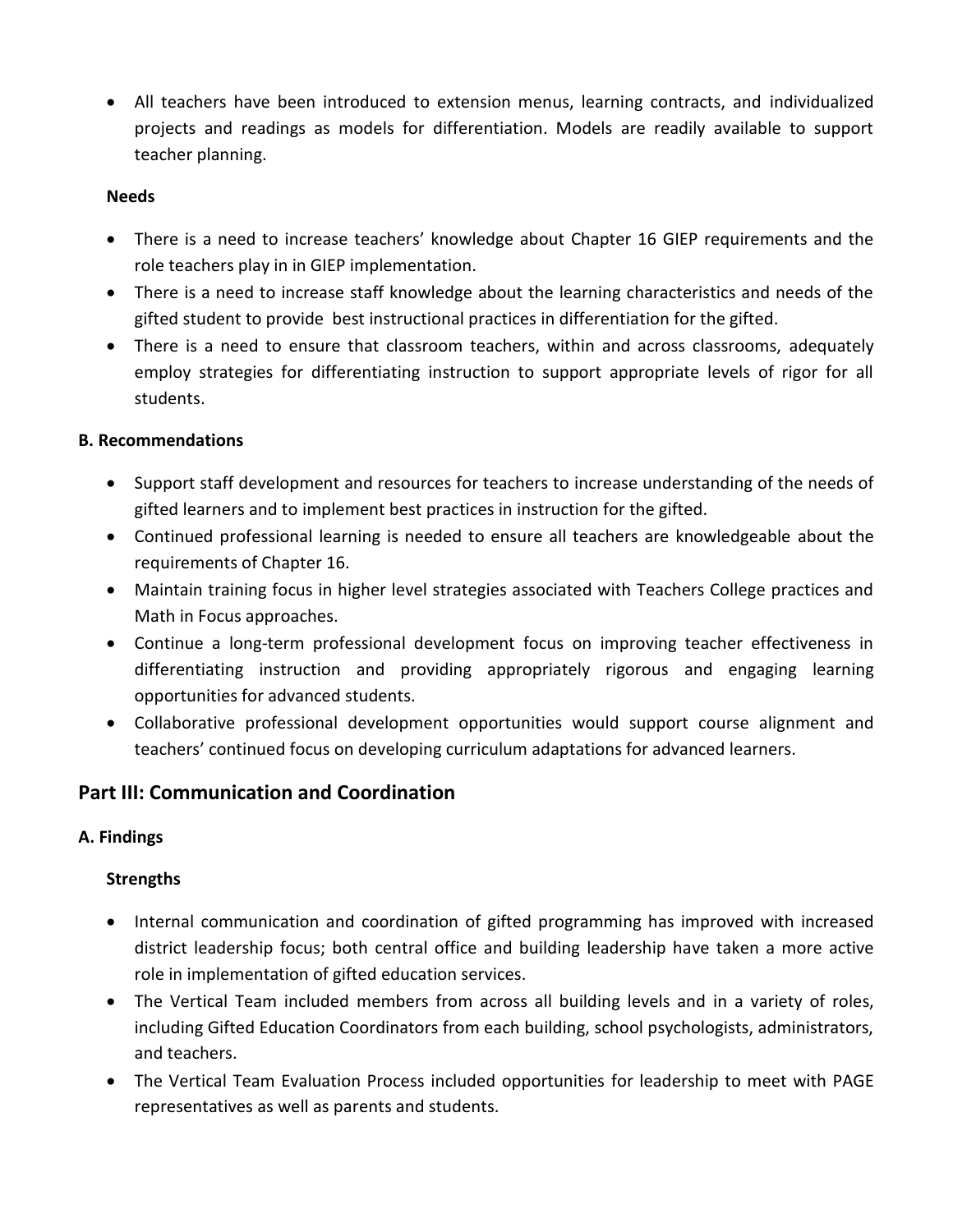- All teachers have been introduced to extension menus, learning contracts, and individualized projects and readings as models for differentiation. Models are readily available to support teacher planning.

**Needs**

- There is a need to increase teachers' knowledge about Chapter 16 GIEP requirements and the role teachers play in in GIEP implementation.
- There is a need to increase staff knowledge about the learning characteristics and needs of the gifted student to provide best instructional practices in differentiation for the gifted.
- There is a need to ensure that classroom teachers, within and across classrooms, adequately employ strategies for differentiating instruction to support appropriate levels of rigor for all students.

**B. Recommendations**

- Support staff development and resources for teachers to increase understanding of the needs of gifted learners and to implement best practices in instruction for the gifted.
- Continued professional learning is needed to ensure all teachers are knowledgeable about the requirements of Chapter 16.
- Maintain training focus in higher level strategies associated with Teachers College practices and Math in Focus approaches.
- Continue a long-term professional development focus on improving teacher effectiveness in differentiating instruction and providing appropriately rigorous and engaging learning opportunities for advanced students.
- Collaborative professional development opportunities would support course alignment and teachers' continued focus on developing curriculum adaptations for advanced learners.

## Part III: Communication and Coordination

**A. Findings**

**Strengths**

- Internal communication and coordination of gifted programming has improved with increased district leadership focus; both central office and building leadership have taken a more active role in implementation of gifted education services.
- The Vertical Team included members from across all building levels and in a variety of roles, including Gifted Education Coordinators from each building, school psychologists, administrators, and teachers.
- The Vertical Team Evaluation Process included opportunities for leadership to meet with PAGE representatives as well as parents and students.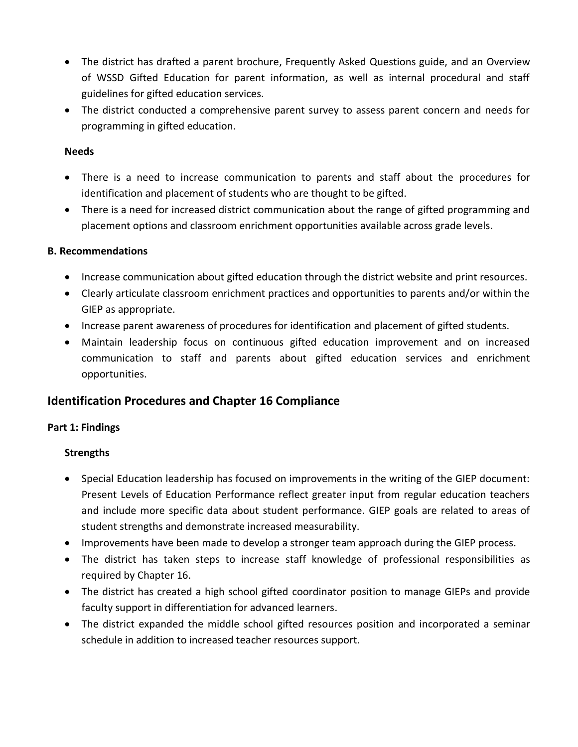- The district has drafted a parent brochure, Frequently Asked Questions guide, and an Overview of WSSD Gifted Education for parent information, as well as internal procedural and staff guidelines for gifted education services.
- The district conducted a comprehensive parent survey to assess parent concern and needs for programming in gifted education.

**Needs**

- There is a need to increase communication to parents and staff about the procedures for identification and placement of students who are thought to be gifted.
- There is a need for increased district communication about the range of gifted programming and placement options and classroom enrichment opportunities available across grade levels.

**B. Recommendations**

- Increase communication about gifted education through the district website and print resources.
- Clearly articulate classroom enrichment practices and opportunities to parents and/or within the GIEP as appropriate.
- Increase parent awareness of procedures for identification and placement of gifted students.
- Maintain leadership focus on continuous gifted education improvement and on increased communication to staff and parents about gifted education services and enrichment opportunities.

## Identification Procedures and Chapter 16 Compliance

**Part 1: Findings**

**Strengths**

- Special Education leadership has focused on improvements in the writing of the GIEP document: Present Levels of Education Performance reflect greater input from regular education teachers and include more specific data about student performance. GIEP goals are related to areas of student strengths and demonstrate increased measurability.
- Improvements have been made to develop a stronger team approach during the GIEP process.
- The district has taken steps to increase staff knowledge of professional responsibilities as required by Chapter 16.
- The district has created a high school gifted coordinator position to manage GIEPs and provide faculty support in differentiation for advanced learners.
- The district expanded the middle school gifted resources position and incorporated a seminar schedule in addition to increased teacher resources support.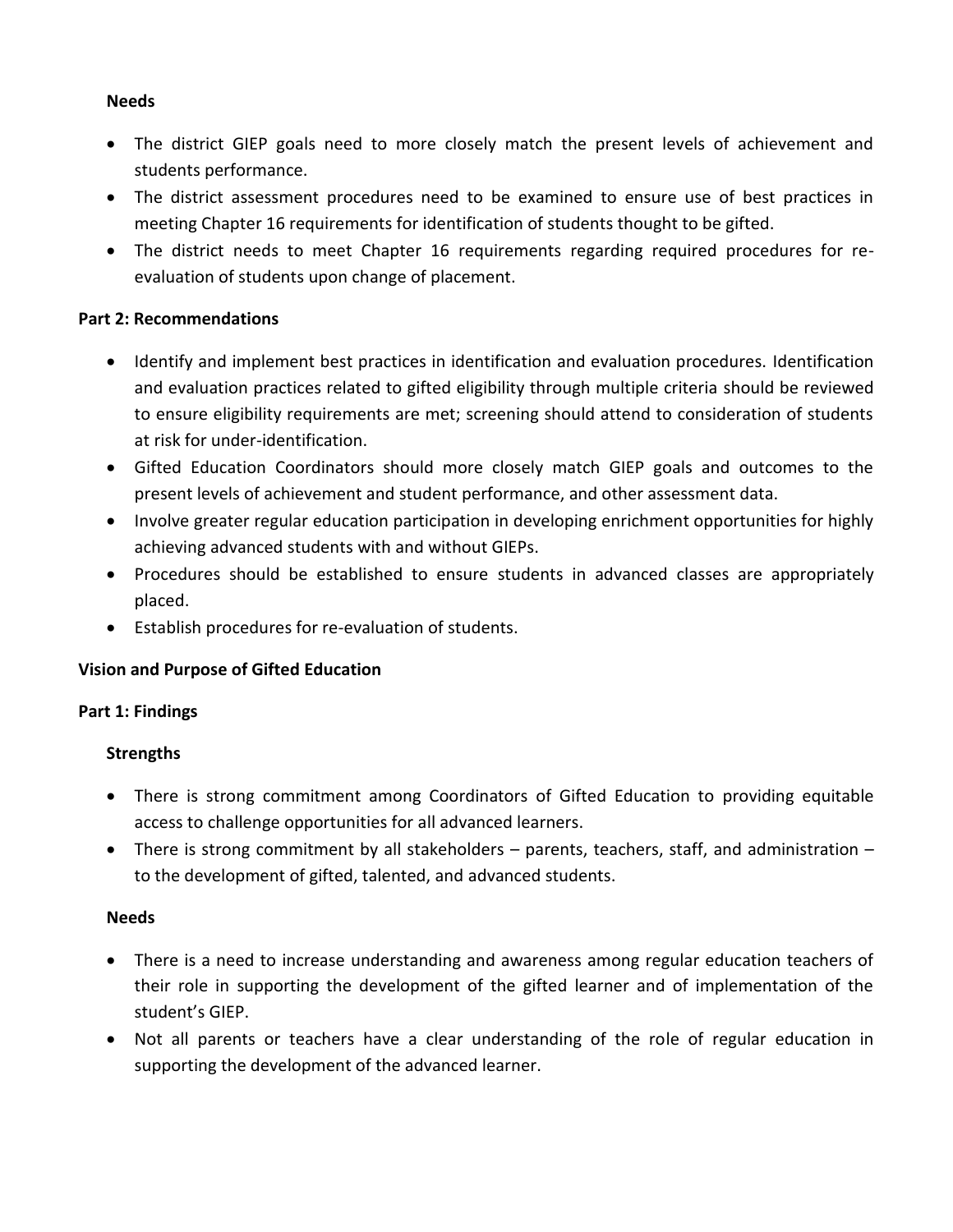### Needs

- The district GIEP goals need to more closely match the present levels of achievement and students performance.
- The district assessment procedures need to be examined to ensure use of best practices in meeting Chapter 16 requirements for identification of students thought to be gifted.
- The district needs to meet Chapter 16 requirements regarding required procedures for re-evaluation of students upon change of placement.

## Part 2: Recommendations

- Identify and implement best practices in identification and evaluation procedures. Identification and evaluation practices related to gifted eligibility through multiple criteria should be reviewed to ensure eligibility requirements are met; screening should attend to consideration of students at risk for under-identification.
- Gifted Education Coordinators should more closely match GIEP goals and outcomes to the present levels of achievement and student performance, and other assessment data.
- Involve greater regular education participation in developing enrichment opportunities for highly achieving advanced students with and without GIEPs.
- Procedures should be established to ensure students in advanced classes are appropriately placed.
- Establish procedures for re-evaluation of students.

# Vision and Purpose of Gifted Education

## Part 1: Findings

### Strengths

- There is strong commitment among Coordinators of Gifted Education to providing equitable access to challenge opportunities for all advanced learners.
- There is strong commitment by all stakeholders – parents, teachers, staff, and administration – to the development of gifted, talented, and advanced students.

### Needs

- There is a need to increase understanding and awareness among regular education teachers of their role in supporting the development of the gifted learner and of implementation of the student's GIEP.
- Not all parents or teachers have a clear understanding of the role of regular education in supporting the development of the advanced learner.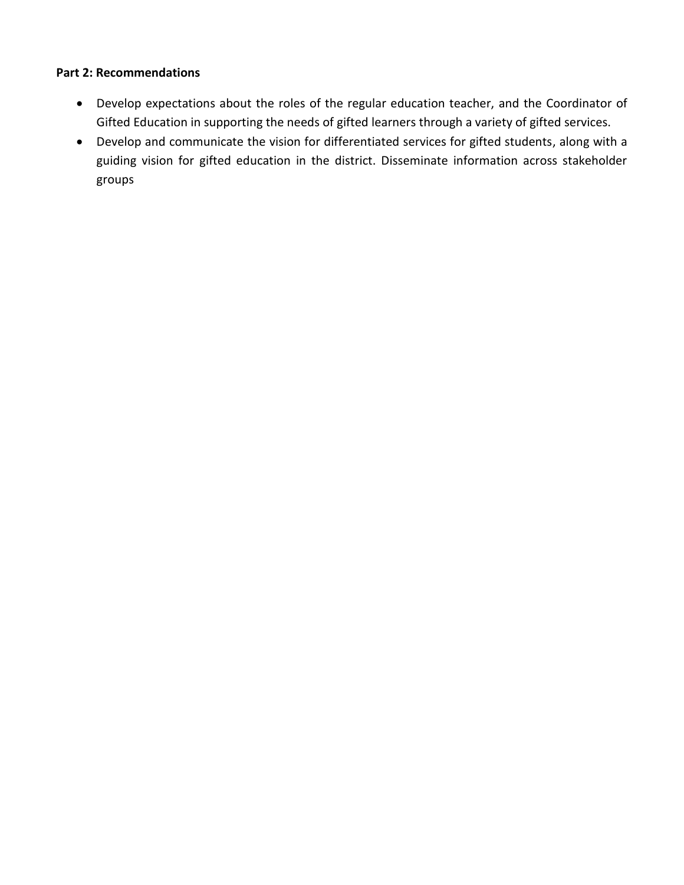**Part 2: Recommendations**

- Develop expectations about the roles of the regular education teacher, and the Coordinator of Gifted Education in supporting the needs of gifted learners through a variety of gifted services.
- Develop and communicate the vision for differentiated services for gifted students, along with a guiding vision for gifted education in the district. Disseminate information across stakeholder groups